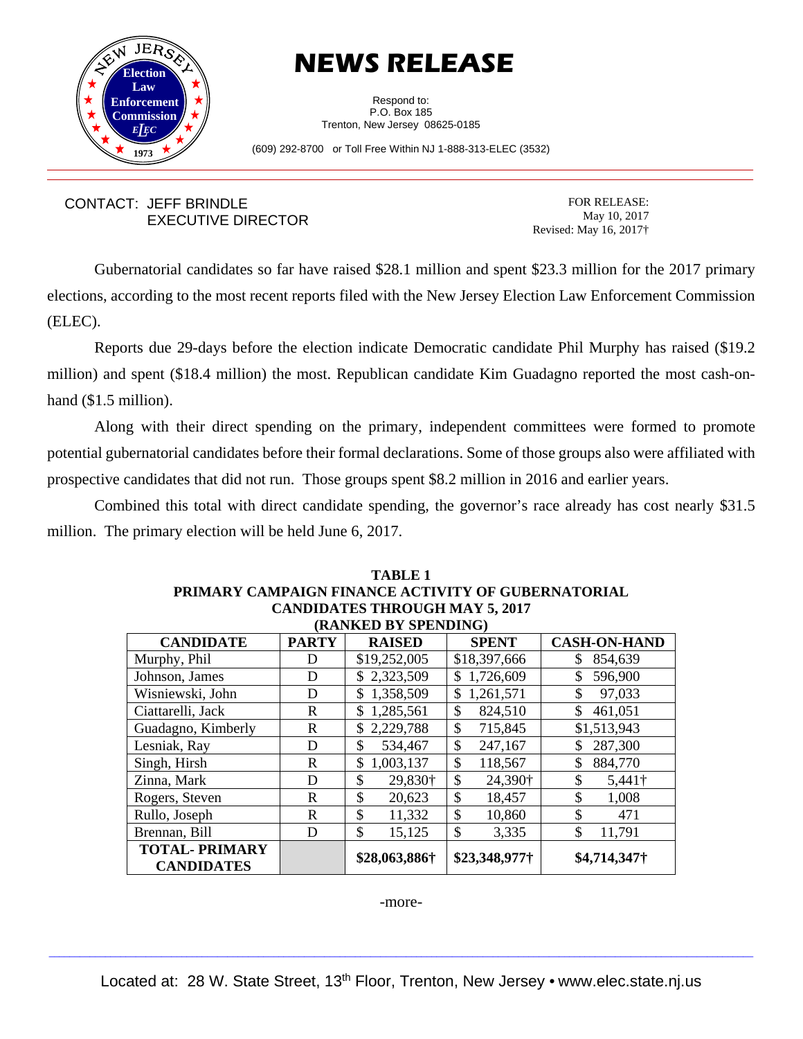# NEWS RELEASE

Respond to:
P.O. Box 185
Trenton, New Jersey 08625-0185

(609) 292-8700 or Toll Free Within NJ 1-888-313-ELEC (3532)

CONTACT: JEFF BRINDLE
EXECUTIVE DIRECTOR

FOR RELEASE:
May 10, 2017
Revised: May 16, 2017†

Gubernatorial candidates so far have raised $28.1 million and spent $23.3 million for the 2017 primary elections, according to the most recent reports filed with the New Jersey Election Law Enforcement Commission (ELEC).

Reports due 29-days before the election indicate Democratic candidate Phil Murphy has raised ($19.2 million) and spent ($18.4 million) the most. Republican candidate Kim Guadagno reported the most cash-on-hand ($1.5 million).

Along with their direct spending on the primary, independent committees were formed to promote potential gubernatorial candidates before their formal declarations. Some of those groups also were affiliated with prospective candidates that did not run. Those groups spent $8.2 million in 2016 and earlier years.

Combined this total with direct candidate spending, the governor's race already has cost nearly $31.5 million. The primary election will be held June 6, 2017.

**TABLE 1**
**PRIMARY CAMPAIGN FINANCE ACTIVITY OF GUBERNATORIAL CANDIDATES THROUGH MAY 5, 2017**
**(RANKED BY SPENDING)**

| CANDIDATE | PARTY | RAISED | SPENT | CASH-ON-HAND |
|---|---|---|---|---|
| Murphy, Phil | D | $19,252,005 | $18,397,666 | $ 854,639 |
| Johnson, James | D | $ 2,323,509 | $ 1,726,609 | $ 596,900 |
| Wisniewski, John | D | $ 1,358,509 | $ 1,261,571 | $ 97,033 |
| Ciattarelli, Jack | R | $ 1,285,561 | $ 824,510 | $ 461,051 |
| Guadagno, Kimberly | R | $ 2,229,788 | $ 715,845 | $1,513,943 |
| Lesniak, Ray | D | $ 534,467 | $ 247,167 | $ 287,300 |
| Singh, Hirsh | R | $ 1,003,137 | $ 118,567 | $ 884,770 |
| Zinna, Mark | D | $ 29,830† | $ 24,390† | $ 5,441† |
| Rogers, Steven | R | $ 20,623 | $ 18,457 | $ 1,008 |
| Rullo, Joseph | R | $ 11,332 | $ 10,860 | $ 471 |
| Brennan, Bill | D | $ 15,125 | $ 3,335 | $ 11,791 |
| **TOTAL- PRIMARY CANDIDATES** | | **$28,063,886†** | **$23,348,977†** | **$4,714,347†** |

-more-

Located at: 28 W. State Street, 13th Floor, Trenton, New Jersey • www.elec.state.nj.us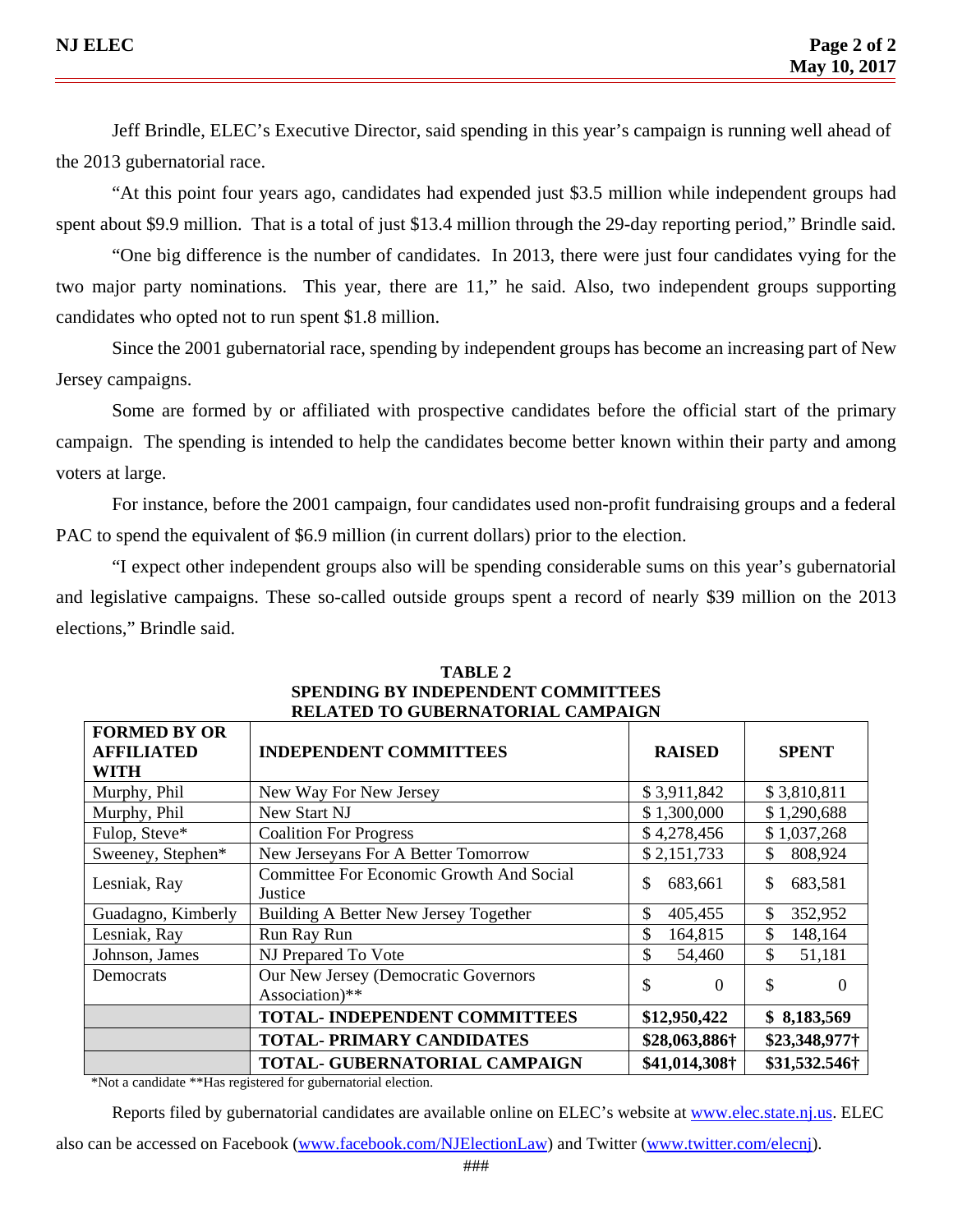Jeff Brindle, ELEC's Executive Director, said spending in this year's campaign is running well ahead of the 2013 gubernatorial race.

"At this point four years ago, candidates had expended just $3.5 million while independent groups had spent about $9.9 million. That is a total of just $13.4 million through the 29-day reporting period," Brindle said.

"One big difference is the number of candidates. In 2013, there were just four candidates vying for the two major party nominations. This year, there are 11," he said. Also, two independent groups supporting candidates who opted not to run spent $1.8 million.

Since the 2001 gubernatorial race, spending by independent groups has become an increasing part of New Jersey campaigns.

Some are formed by or affiliated with prospective candidates before the official start of the primary campaign. The spending is intended to help the candidates become better known within their party and among voters at large.

For instance, before the 2001 campaign, four candidates used non-profit fundraising groups and a federal PAC to spend the equivalent of $6.9 million (in current dollars) prior to the election.

"I expect other independent groups also will be spending considerable sums on this year's gubernatorial and legislative campaigns. These so-called outside groups spent a record of nearly $39 million on the 2013 elections," Brindle said.

**TABLE 2**
**SPENDING BY INDEPENDENT COMMITTEES RELATED TO GUBERNATORIAL CAMPAIGN**

| FORMED BY OR AFFILIATED WITH | INDEPENDENT COMMITTEES | RAISED | SPENT |
|---|---|---|---|
| Murphy, Phil | New Way For New Jersey | $ 3,911,842 | $ 3,810,811 |
| Murphy, Phil | New Start NJ | $ 1,300,000 | $ 1,290,688 |
| Fulop, Steve* | Coalition For Progress | $ 4,278,456 | $ 1,037,268 |
| Sweeney, Stephen* | New Jerseyans For A Better Tomorrow | $ 2,151,733 | $ 808,924 |
| Lesniak, Ray | Committee For Economic Growth And Social Justice | $ 683,661 | $ 683,581 |
| Guadagno, Kimberly | Building A Better New Jersey Together | $ 405,455 | $ 352,952 |
| Lesniak, Ray | Run Ray Run | $ 164,815 | $ 148,164 |
| Johnson, James | NJ Prepared To Vote | $ 54,460 | $ 51,181 |
| Democrats | Our New Jersey (Democratic Governors Association)** | $ 0 | $ 0 |
| | **TOTAL- INDEPENDENT COMMITTEES** | **$12,950,422** | **$ 8,183,569** |
| | **TOTAL- PRIMARY CANDIDATES** | **$28,063,886†** | **$23,348,977†** |
| | **TOTAL- GUBERNATORIAL CAMPAIGN** | **$41,014,308†** | **$31,532.546†** |

*Not a candidate **Has registered for gubernatorial election.

Reports filed by gubernatorial candidates are available online on ELEC's website at www.elec.state.nj.us. ELEC also can be accessed on Facebook (www.facebook.com/NJElectionLaw) and Twitter (www.twitter.com/elecnj).

###